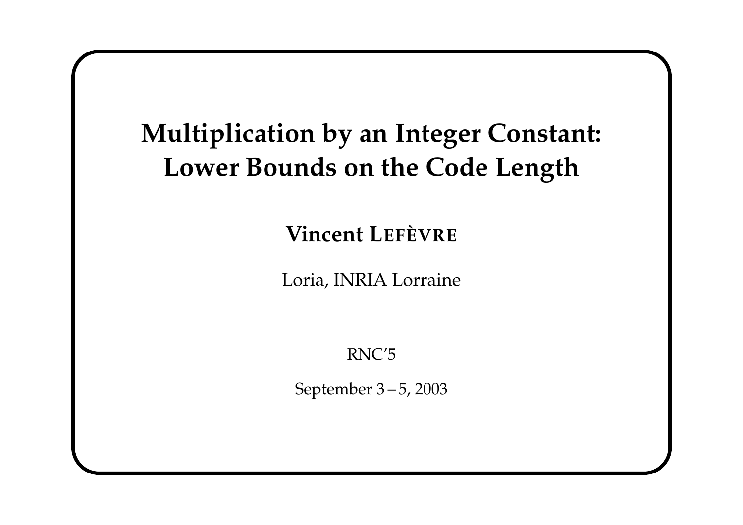# Multiplication by an Integer Constant: Lower Bounds on the Code Length

**Vincent LEFÈVRE**

Loria, INRIA Lorraine

RNC'5

September 3 – 5, 2003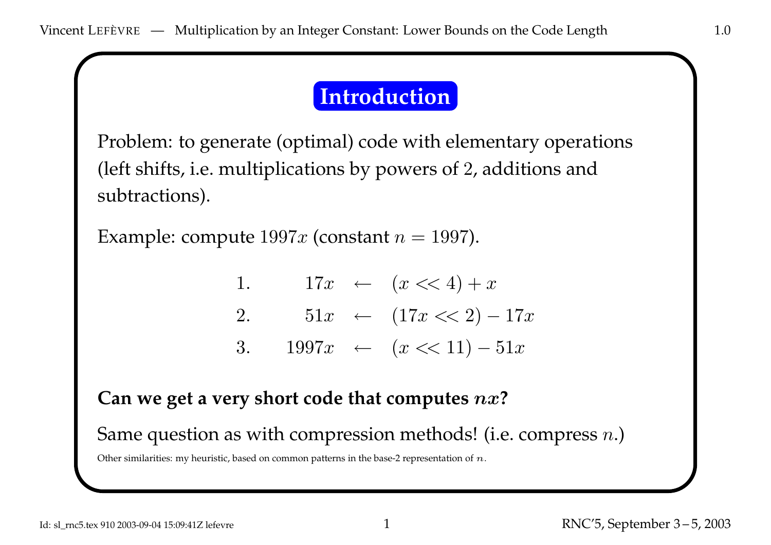# Introduction

Problem: to generate (optimal) code with elementary operations (left shifts, i.e. multiplications by powers of $2$, additions and subtractions).

Example: compute $1997x$ (constant $n = 1997$).

$$
\begin{array}{llcl}
1. & 17x & \leftarrow & (x << 4) + x \\
2. & 51x & \leftarrow & (17x << 2) - 17x \\
3. & 1997x & \leftarrow & (x << 11) - 51x
\end{array}
$$

**Can we get a very short code that computes $nx$?**

Same question as with compression methods! (i.e. compress $n$.)

Other similarities: my heuristic, based on common patterns in the base-2 representation of $n$.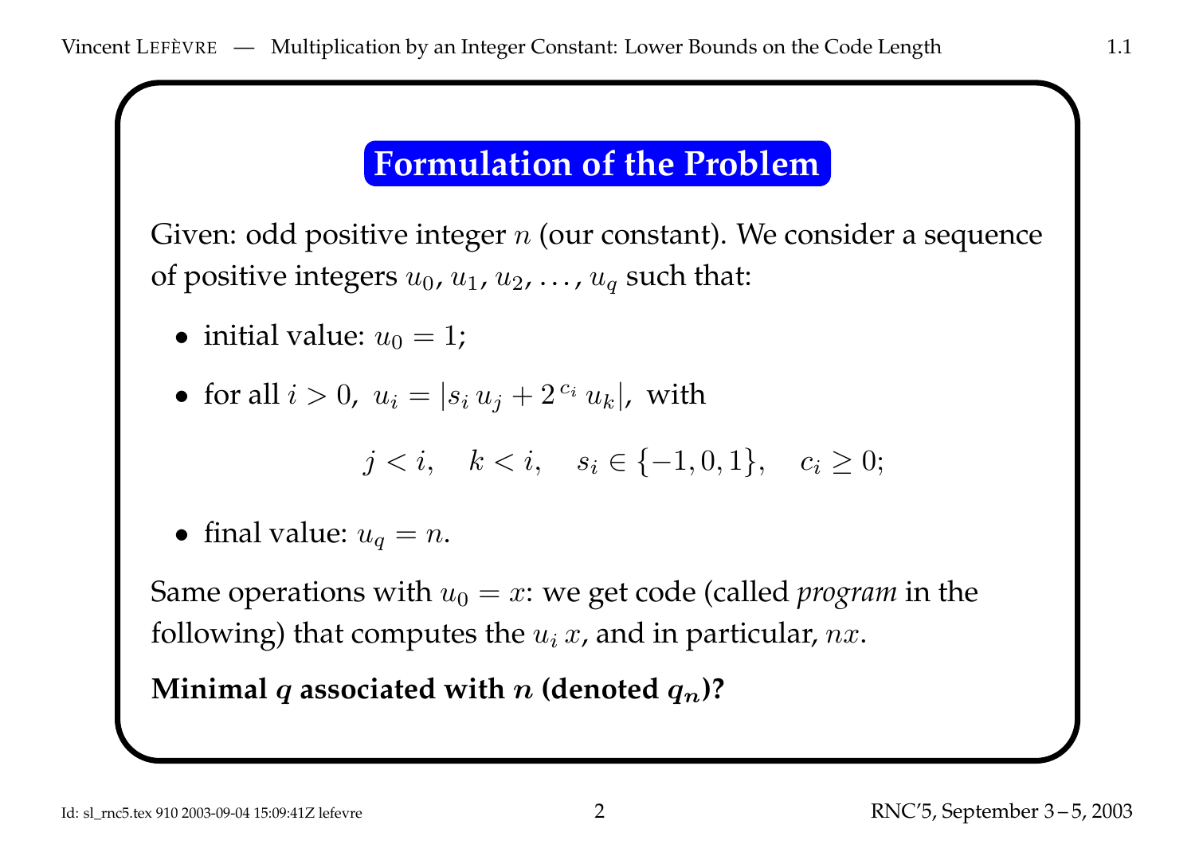## Formulation of the Problem

Given: odd positive integer $n$ (our constant). We consider a sequence of positive integers $u_0, u_1, u_2, \ldots, u_q$ such that:

- initial value: $u_0 = 1$;
- for all $i > 0$, $u_i = |s_i \, u_j + 2^{\,c_i} \, u_k|$, with

$$j < i, \quad k < i, \quad s_i \in \{-1, 0, 1\}, \quad c_i \geq 0;$$

- final value: $u_q = n$.

Same operations with $u_0 = x$: we get code (called *program* in the following) that computes the $u_i \, x$, and in particular, $nx$.

**Minimal $q$ associated with $n$ (denoted $q_n$)?**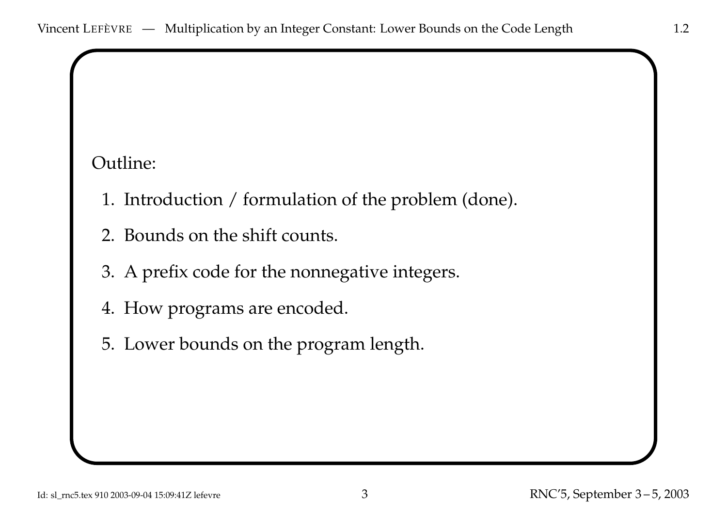Outline:

1. Introduction / formulation of the problem (done).
2. Bounds on the shift counts.
3. A prefix code for the nonnegative integers.
4. How programs are encoded.
5. Lower bounds on the program length.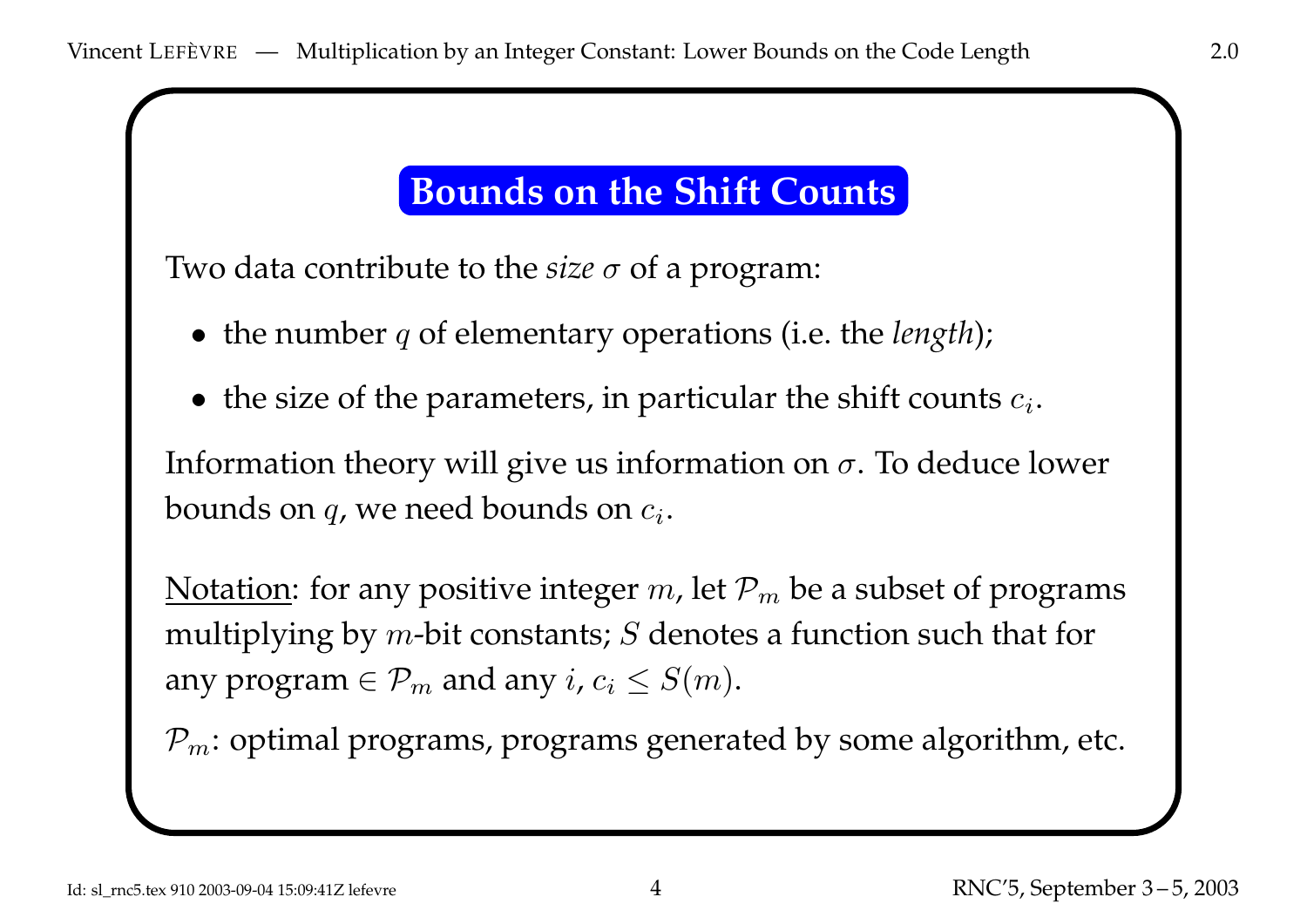## Bounds on the Shift Counts

Two data contribute to the *size* $\sigma$ of a program:

- the number $q$ of elementary operations (i.e. the *length*);
- the size of the parameters, in particular the shift counts $c_i$.

Information theory will give us information on $\sigma$. To deduce lower bounds on $q$, we need bounds on $c_i$.

Notation: for any positive integer $m$, let $\mathcal{P}_m$ be a subset of programs multiplying by $m$-bit constants; $S$ denotes a function such that for any program $\in \mathcal{P}_m$ and any $i$, $c_i \leq S(m)$.

$\mathcal{P}_m$: optimal programs, programs generated by some algorithm, etc.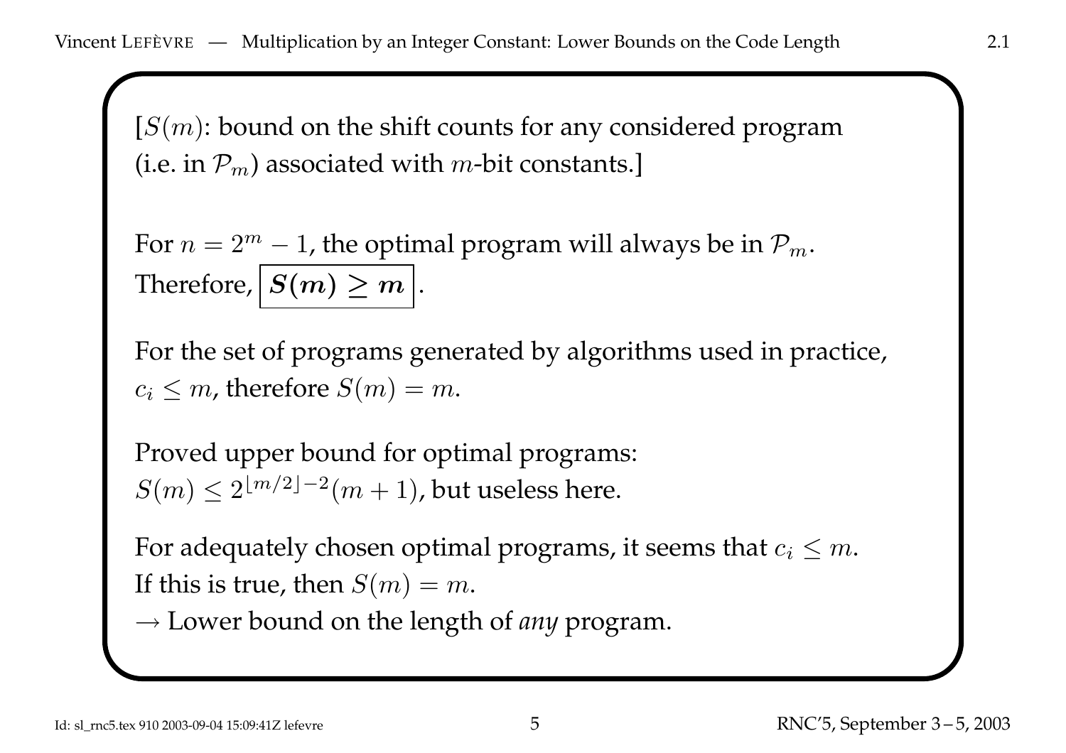[$S(m)$: bound on the shift counts for any considered program (i.e. in $\mathcal{P}_m$) associated with $m$-bit constants.]

For $n = 2^m - 1$, the optimal program will always be in $\mathcal{P}_m$.
Therefore, $\boxed{\boldsymbol{S(m) \geq m}}$.

For the set of programs generated by algorithms used in practice, $c_i \leq m$, therefore $S(m) = m$.

Proved upper bound for optimal programs:
$S(m) \leq 2^{\lfloor m/2 \rfloor - 2}(m+1)$, but useless here.

For adequately chosen optimal programs, it seems that $c_i \leq m$.
If this is true, then $S(m) = m$.
$\rightarrow$ Lower bound on the length of *any* program.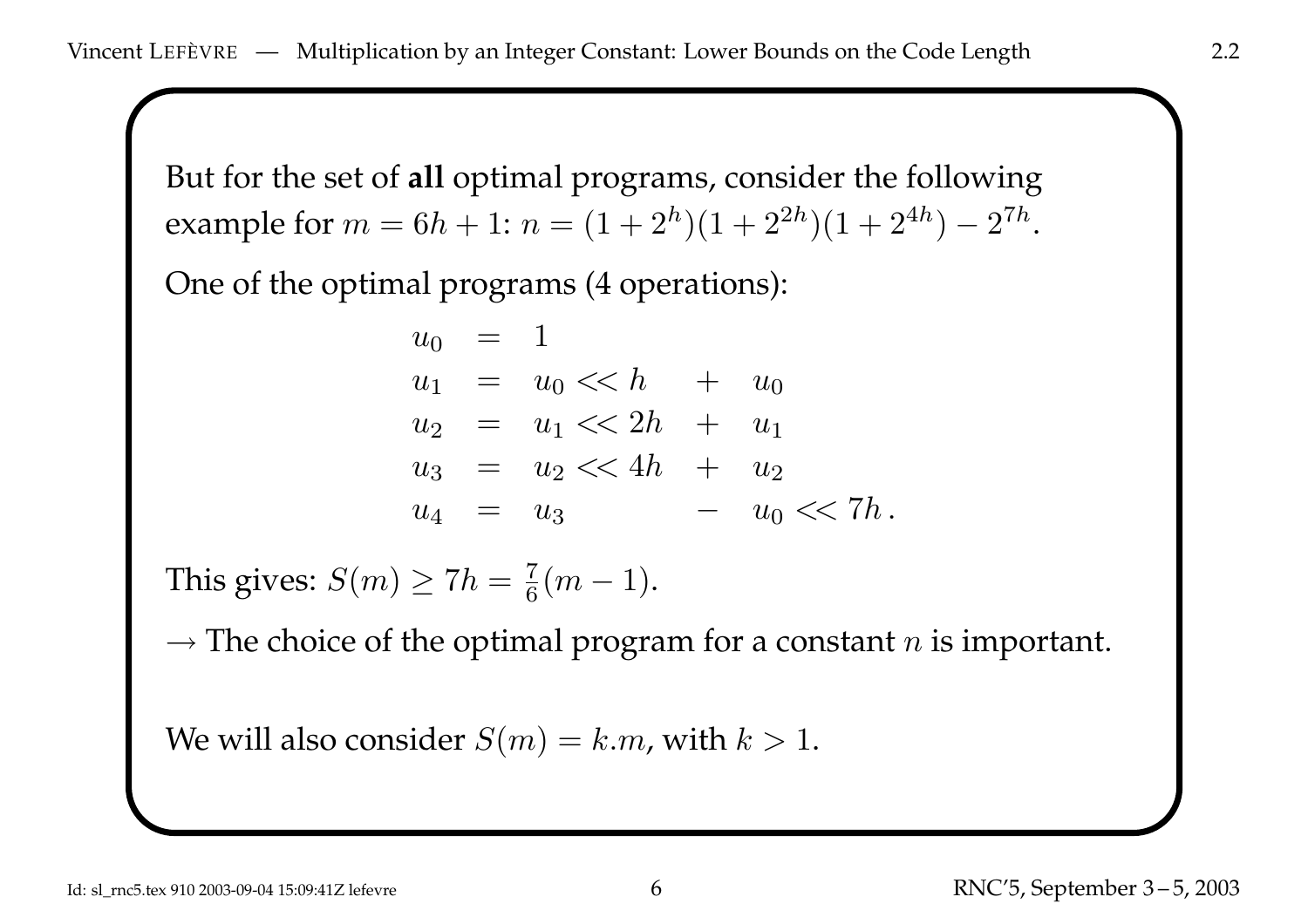But for the set of **all** optimal programs, consider the following example for $m = 6h + 1$: $n = (1 + 2^h)(1 + 2^{2h})(1 + 2^{4h}) - 2^{7h}$.

One of the optimal programs (4 operations):

$$
\begin{array}{rclcl}
u_0 & = & 1 & & \\
u_1 & = & u_0 \ll h & + & u_0 \\
u_2 & = & u_1 \ll 2h & + & u_1 \\
u_3 & = & u_2 \ll 4h & + & u_2 \\
u_4 & = & u_3 & - & u_0 \ll 7h\,.
\end{array}
$$

This gives: $S(m) \geq 7h = \frac{7}{6}(m - 1)$.

→ The choice of the optimal program for a constant $n$ is important.

We will also consider $S(m) = k.m$, with $k > 1$.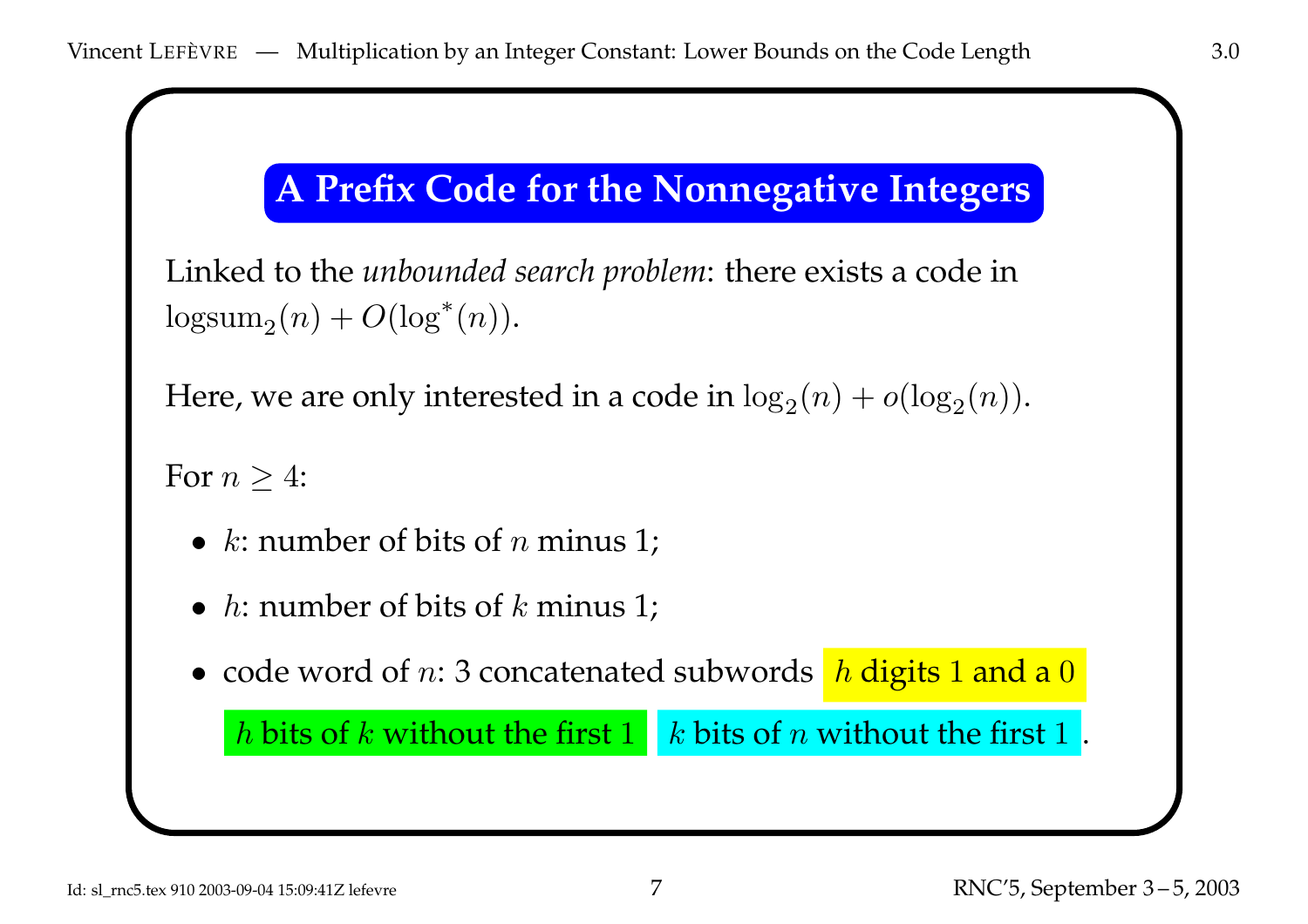## A Prefix Code for the Nonnegative Integers

Linked to the *unbounded search problem*: there exists a code in $\mathrm{logsum}_2(n) + O(\log^*(n))$.

Here, we are only interested in a code in $\log_2(n) + o(\log_2(n))$.

For $n \geq 4$:

- $k$: number of bits of $n$ minus 1;
- $h$: number of bits of $k$ minus 1;
- code word of $n$: 3 concatenated subwords $h$ digits 1 and a 0 | $h$ bits of $k$ without the first 1 | $k$ bits of $n$ without the first 1 .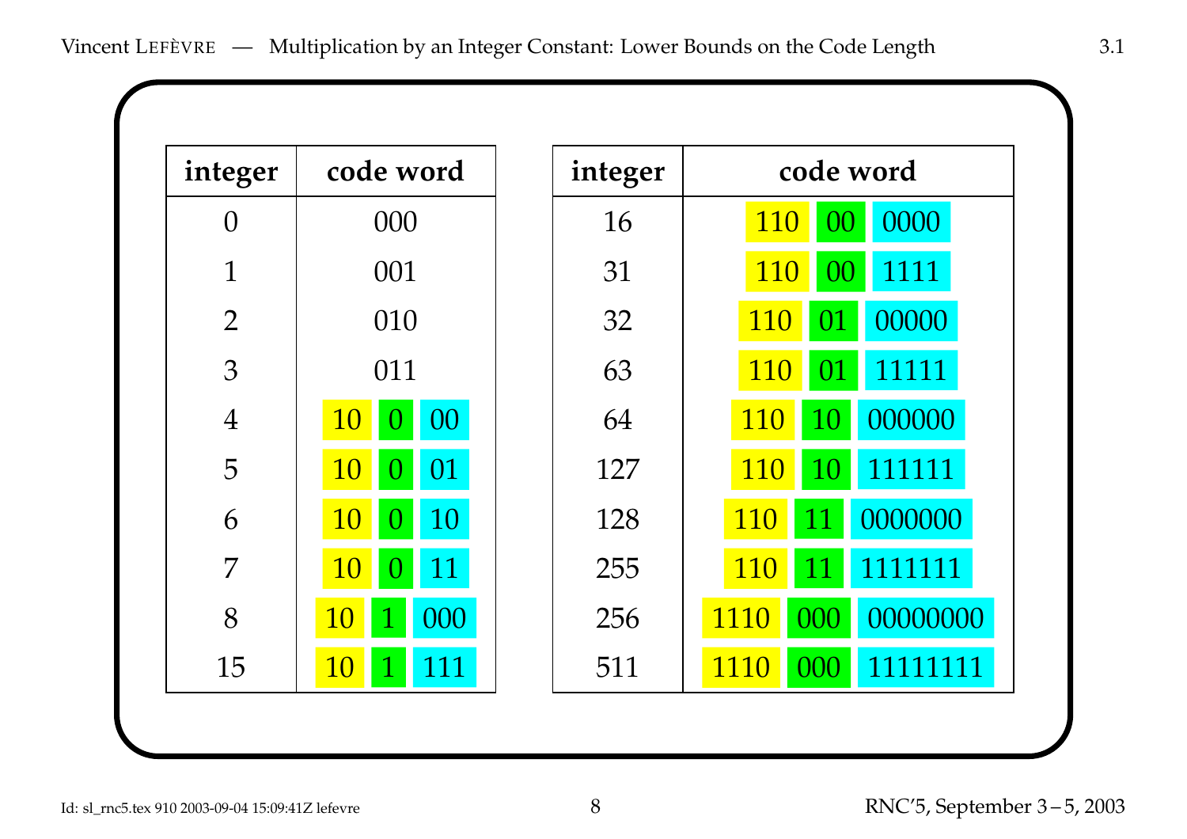| integer | code word |
|---|---|
| 0 | 000 |
| 1 | 001 |
| 2 | 010 |
| 3 | 011 |
| 4 | 10 0 00 |
| 5 | 10 0 01 |
| 6 | 10 0 10 |
| 7 | 10 0 11 |
| 8 | 10 1 000 |
| 15 | 10 1 111 |

| integer | code word |
|---|---|
| 16 | 110 00 0000 |
| 31 | 110 00 1111 |
| 32 | 110 01 00000 |
| 63 | 110 01 11111 |
| 64 | 110 10 000000 |
| 127 | 110 10 111111 |
| 128 | 110 11 0000000 |
| 255 | 110 11 1111111 |
| 256 | 1110 000 00000000 |
| 511 | 1110 000 11111111 |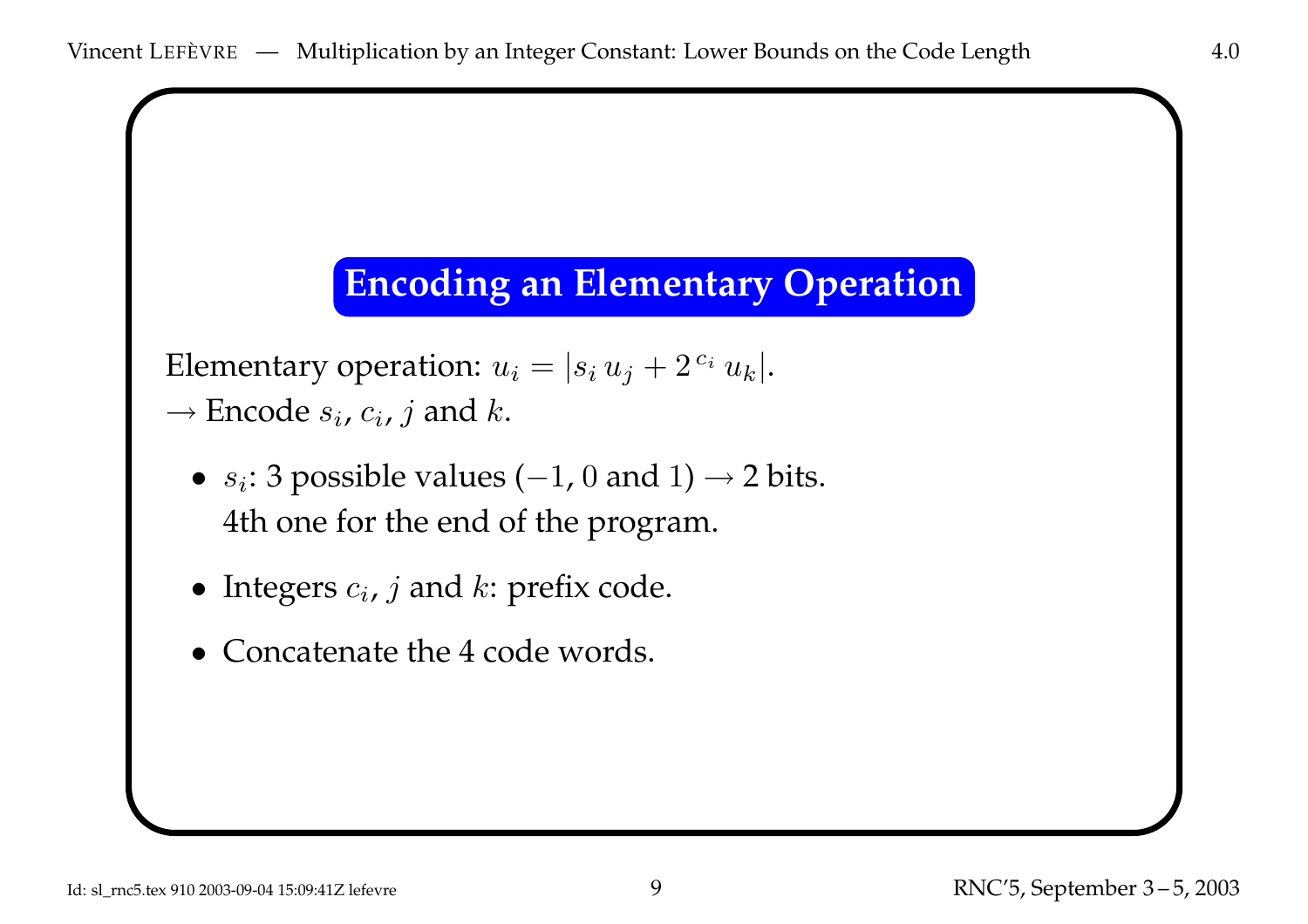## Encoding an Elementary Operation

Elementary operation: $u_i = |s_i\, u_j + 2^{\,c_i}\, u_k|$.
$\rightarrow$ Encode $s_i$, $c_i$, $j$ and $k$.

- $s_i$: 3 possible values ($-1$, $0$ and $1$) $\rightarrow$ 2 bits.
  4th one for the end of the program.
- Integers $c_i$, $j$ and $k$: prefix code.
- Concatenate the 4 code words.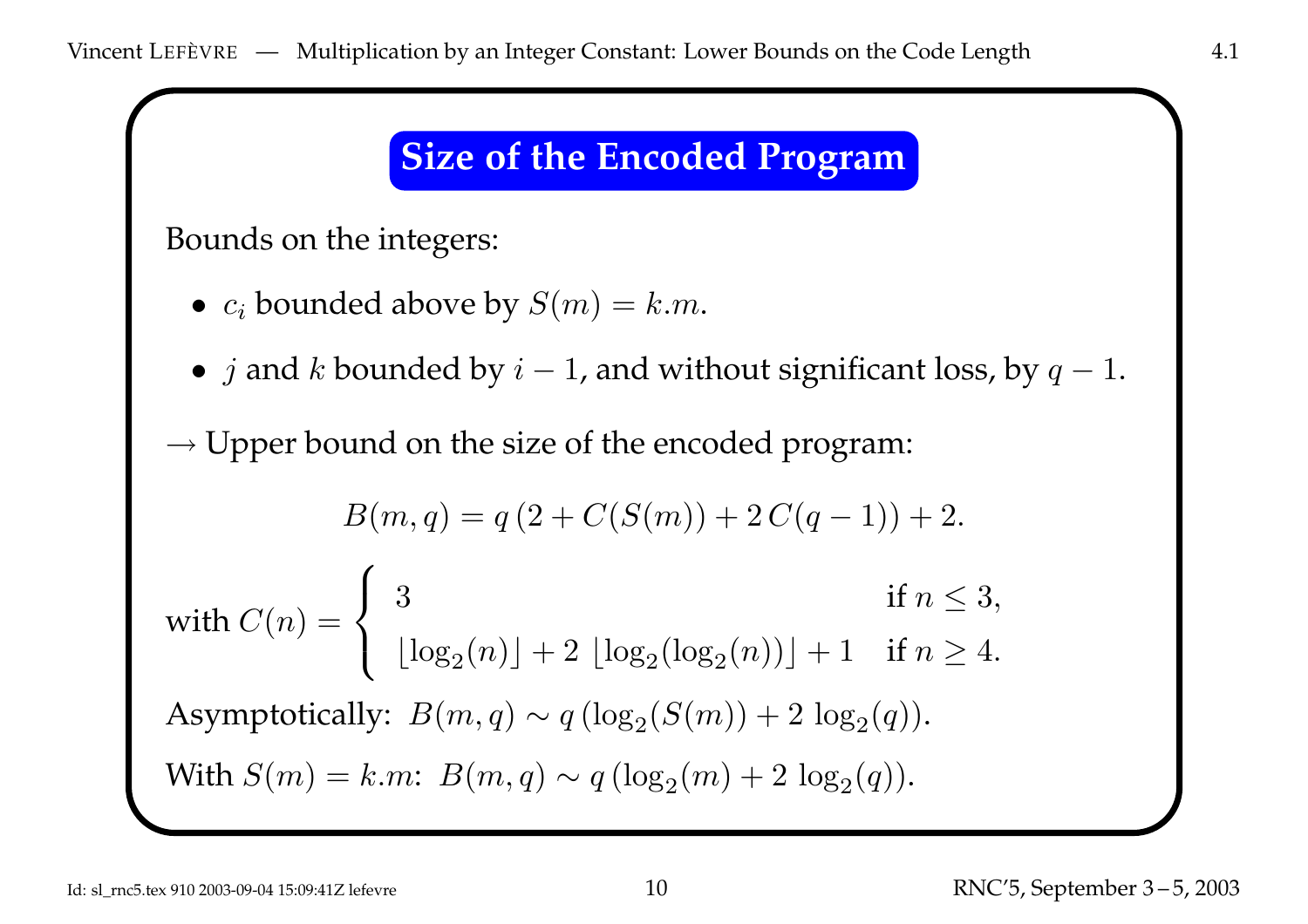## Size of the Encoded Program

Bounds on the integers:

- $c_i$ bounded above by $S(m) = k.m$.
- $j$ and $k$ bounded by $i - 1$, and without significant loss, by $q - 1$.

$\rightarrow$ Upper bound on the size of the encoded program:

$$B(m, q) = q\,(2 + C(S(m)) + 2\,C(q-1)) + 2.$$

with $C(n) = \begin{cases} 3 & \text{if } n \leq 3, \\ \lfloor \log_2(n) \rfloor + 2\ \lfloor \log_2(\log_2(n)) \rfloor + 1 & \text{if } n \geq 4. \end{cases}$

Asymptotically: $B(m, q) \sim q\,(\log_2(S(m)) + 2\ \log_2(q))$.

With $S(m) = k.m$: $B(m, q) \sim q\,(\log_2(m) + 2\ \log_2(q))$.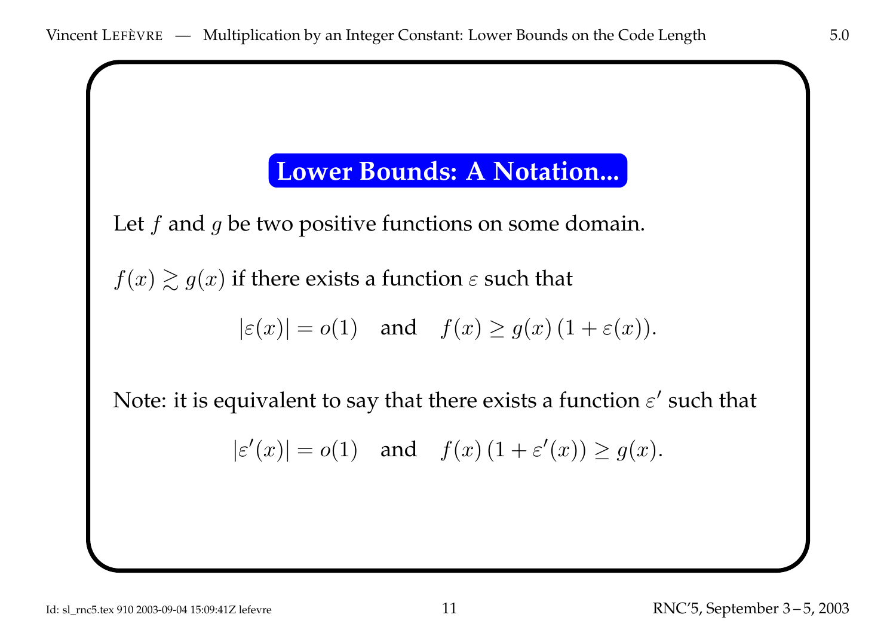## Lower Bounds: A Notation...

Let $f$ and $g$ be two positive functions on some domain.

$f(x) \gtrsim g(x)$ if there exists a function $\varepsilon$ such that

$$|\varepsilon(x)| = o(1) \quad \text{and} \quad f(x) \geq g(x)\,(1 + \varepsilon(x)).$$

Note: it is equivalent to say that there exists a function $\varepsilon'$ such that

$$|\varepsilon'(x)| = o(1) \quad \text{and} \quad f(x)\,(1 + \varepsilon'(x)) \geq g(x).$$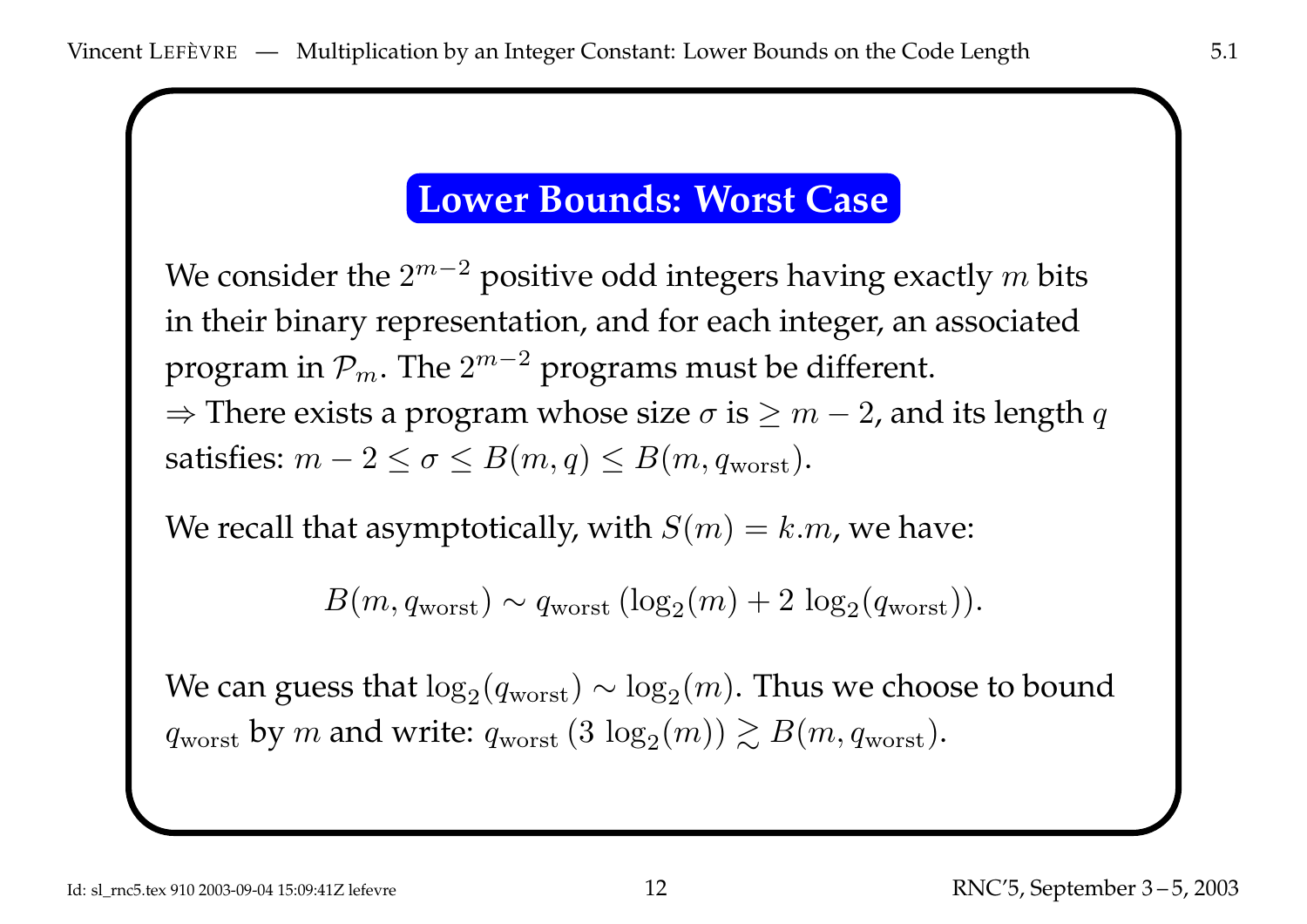## Lower Bounds: Worst Case

We consider the $2^{m-2}$ positive odd integers having exactly $m$ bits in their binary representation, and for each integer, an associated program in $\mathcal{P}_m$. The $2^{m-2}$ programs must be different.
$\Rightarrow$ There exists a program whose size $\sigma$ is $\geq m-2$, and its length $q$ satisfies: $m - 2 \leq \sigma \leq B(m, q) \leq B(m, q_{\text{worst}})$.

We recall that asymptotically, with $S(m) = k.m$, we have:

$$B(m, q_{\text{worst}}) \sim q_{\text{worst}} \left(\log_2(m) + 2 \log_2(q_{\text{worst}})\right).$$

We can guess that $\log_2(q_{\text{worst}}) \sim \log_2(m)$. Thus we choose to bound $q_{\text{worst}}$ by $m$ and write: $q_{\text{worst}} \left(3 \log_2(m)\right) \gtrsim B(m, q_{\text{worst}})$.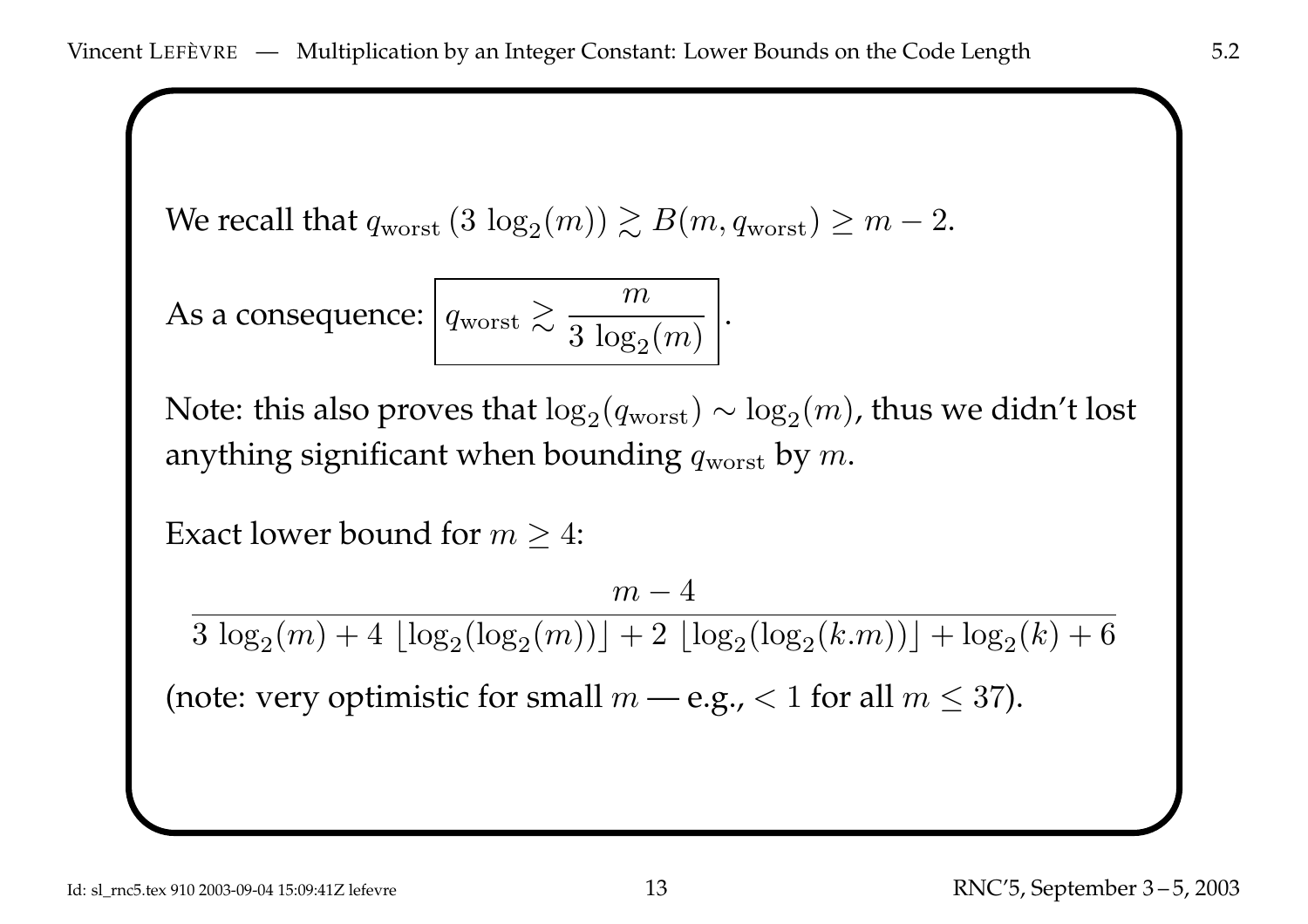We recall that $q_{\text{worst}}\,(3\,\log_2(m)) \gtrsim B(m, q_{\text{worst}}) \geq m - 2$.

As a consequence: $\boxed{q_{\text{worst}} \gtrsim \dfrac{m}{3\,\log_2(m)}}$.

Note: this also proves that $\log_2(q_{\text{worst}}) \sim \log_2(m)$, thus we didn't lost anything significant when bounding $q_{\text{worst}}$ by $m$.

Exact lower bound for $m \geq 4$:

$$\frac{m-4}{3\,\log_2(m) + 4\,\lfloor \log_2(\log_2(m)) \rfloor + 2\,\lfloor \log_2(\log_2(k.m)) \rfloor + \log_2(k) + 6}$$

(note: very optimistic for small $m$ — e.g., $< 1$ for all $m \leq 37$).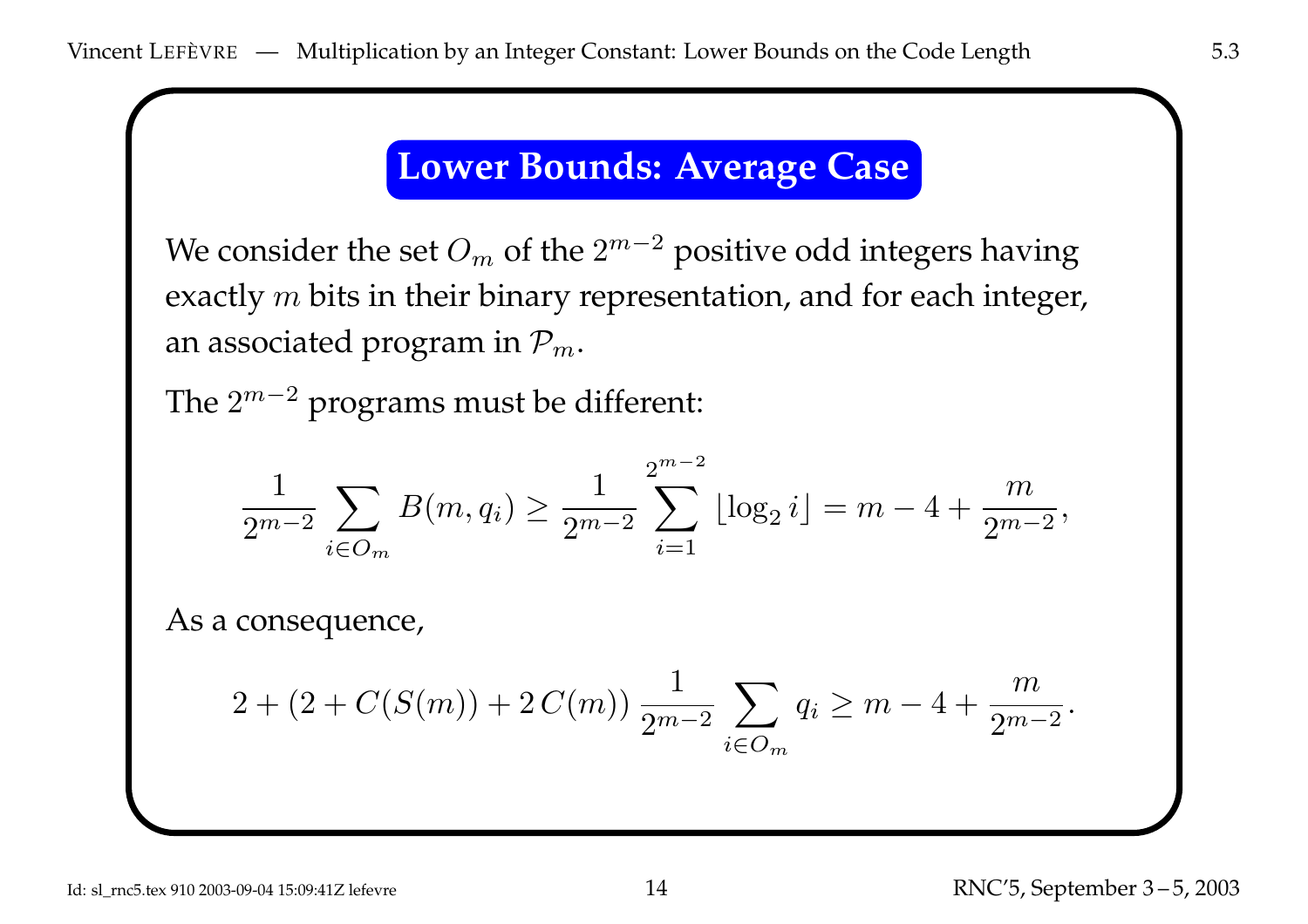## Lower Bounds: Average Case

We consider the set $O_m$ of the $2^{m-2}$ positive odd integers having exactly $m$ bits in their binary representation, and for each integer, an associated program in $\mathcal{P}_m$.

The $2^{m-2}$ programs must be different:

$$\frac{1}{2^{m-2}} \sum_{i \in O_m} B(m, q_i) \geq \frac{1}{2^{m-2}} \sum_{i=1}^{2^{m-2}} \lfloor \log_2 i \rfloor = m - 4 + \frac{m}{2^{m-2}},$$

As a consequence,

$$2 + (2 + C(S(m)) + 2\,C(m)) \, \frac{1}{2^{m-2}} \sum_{i \in O_m} q_i \geq m - 4 + \frac{m}{2^{m-2}}.$$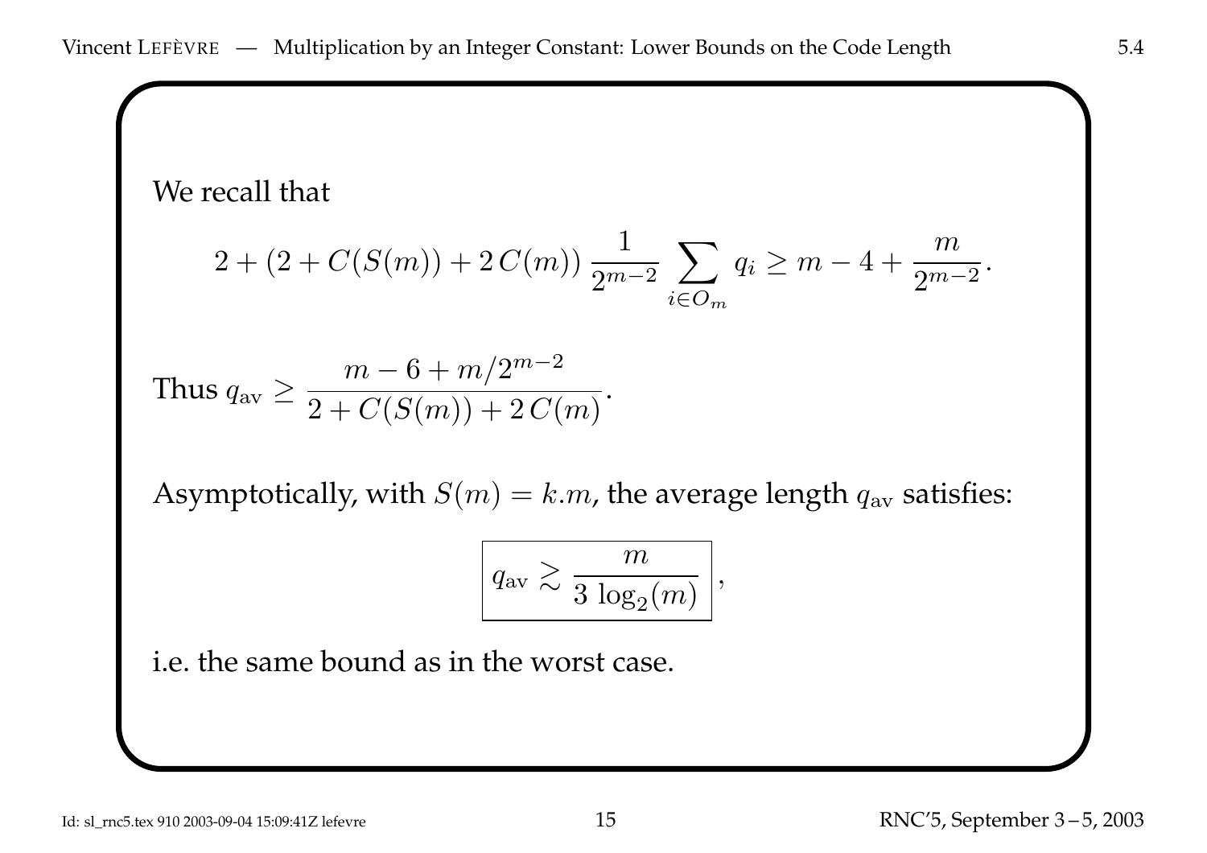We recall that

$$2 + (2 + C(S(m)) + 2\,C(m))\,\frac{1}{2^{m-2}} \sum_{i \in O_m} q_i \geq m - 4 + \frac{m}{2^{m-2}}.$$

Thus $q_{\text{av}} \geq \dfrac{m - 6 + m/2^{m-2}}{2 + C(S(m)) + 2\,C(m)}$.

Asymptotically, with $S(m) = k.m$, the average length $q_{\text{av}}$ satisfies:

$$\boxed{q_{\text{av}} \gtrsim \frac{m}{3\,\log_2(m)}},$$

i.e. the same bound as in the worst case.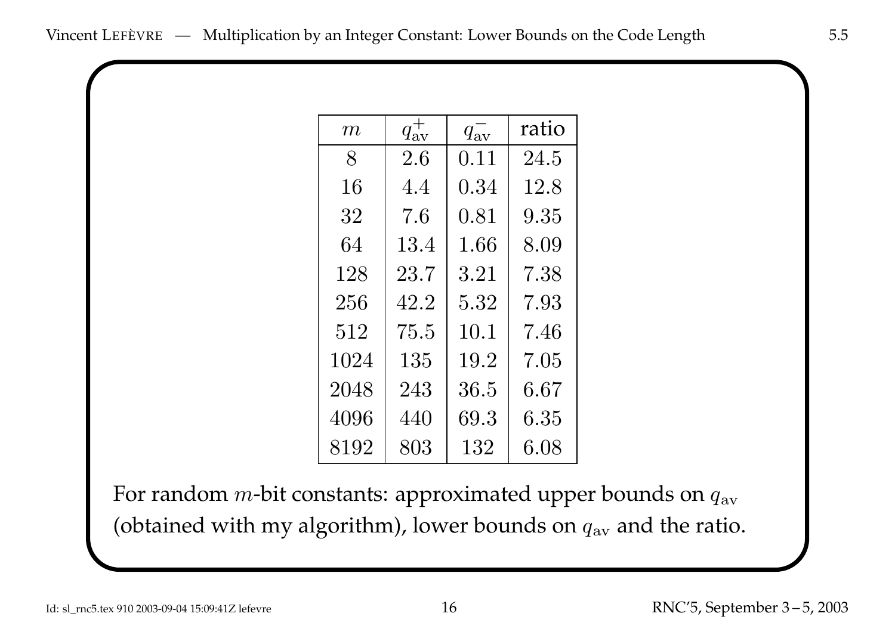| $m$ | $q_{\mathrm{av}}^{+}$ | $q_{\mathrm{av}}^{-}$ | ratio |
|---|---|---|---|
| 8 | 2.6 | 0.11 | 24.5 |
| 16 | 4.4 | 0.34 | 12.8 |
| 32 | 7.6 | 0.81 | 9.35 |
| 64 | 13.4 | 1.66 | 8.09 |
| 128 | 23.7 | 3.21 | 7.38 |
| 256 | 42.2 | 5.32 | 7.93 |
| 512 | 75.5 | 10.1 | 7.46 |
| 1024 | 135 | 19.2 | 7.05 |
| 2048 | 243 | 36.5 | 6.67 |
| 4096 | 440 | 69.3 | 6.35 |
| 8192 | 803 | 132 | 6.08 |

For random $m$-bit constants: approximated upper bounds on $q_{\mathrm{av}}$ (obtained with my algorithm), lower bounds on $q_{\mathrm{av}}$ and the ratio.